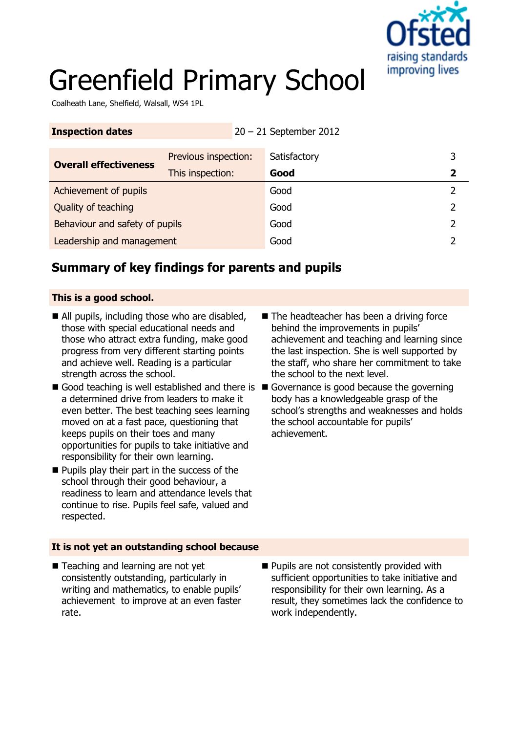# Greenfield Primary School

Coalheath Lane, Shelfield, Walsall, WS4 1PL

| | | | |
|---|---|---|---|
| **Inspection dates** | | 20 – 21 September 2012 | |
| **Overall effectiveness** | Previous inspection: | Satisfactory | 3 |
| | This inspection: | **Good** | **2** |
| Achievement of pupils | | Good | 2 |
| Quality of teaching | | Good | 2 |
| Behaviour and safety of pupils | | Good | 2 |
| Leadership and management | | Good | 2 |

## Summary of key findings for parents and pupils

### This is a good school.

- All pupils, including those who are disabled, those with special educational needs and those who attract extra funding, make good progress from very different starting points and achieve well. Reading is a particular strength across the school.
- Good teaching is well established and there is a determined drive from leaders to make it even better. The best teaching sees learning moved on at a fast pace, questioning that keeps pupils on their toes and many opportunities for pupils to take initiative and responsibility for their own learning.
- Pupils play their part in the success of the school through their good behaviour, a readiness to learn and attendance levels that continue to rise. Pupils feel safe, valued and respected.
- The headteacher has been a driving force behind the improvements in pupils' achievement and teaching and learning since the last inspection. She is well supported by the staff, who share her commitment to take the school to the next level.
- Governance is good because the governing body has a knowledgeable grasp of the school's strengths and weaknesses and holds the school accountable for pupils' achievement.

### It is not yet an outstanding school because

- Teaching and learning are not yet consistently outstanding, particularly in writing and mathematics, to enable pupils' achievement to improve at an even faster rate.
- Pupils are not consistently provided with sufficient opportunities to take initiative and responsibility for their own learning. As a result, they sometimes lack the confidence to work independently.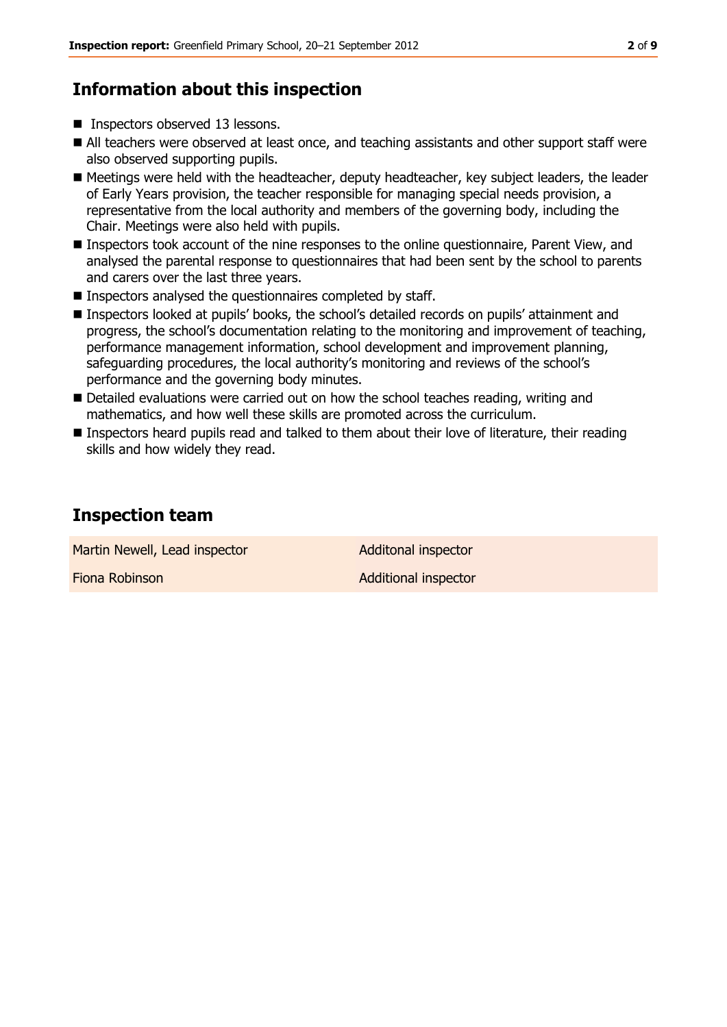## Information about this inspection

- Inspectors observed 13 lessons.
- All teachers were observed at least once, and teaching assistants and other support staff were also observed supporting pupils.
- Meetings were held with the headteacher, deputy headteacher, key subject leaders, the leader of Early Years provision, the teacher responsible for managing special needs provision, a representative from the local authority and members of the governing body, including the Chair. Meetings were also held with pupils.
- Inspectors took account of the nine responses to the online questionnaire, Parent View, and analysed the parental response to questionnaires that had been sent by the school to parents and carers over the last three years.
- Inspectors analysed the questionnaires completed by staff.
- Inspectors looked at pupils' books, the school's detailed records on pupils' attainment and progress, the school's documentation relating to the monitoring and improvement of teaching, performance management information, school development and improvement planning, safeguarding procedures, the local authority's monitoring and reviews of the school's performance and the governing body minutes.
- Detailed evaluations were carried out on how the school teaches reading, writing and mathematics, and how well these skills are promoted across the curriculum.
- Inspectors heard pupils read and talked to them about their love of literature, their reading skills and how widely they read.

## Inspection team

| | |
|---|---|
| Martin Newell, Lead inspector | Additonal inspector |
| Fiona Robinson | Additional inspector |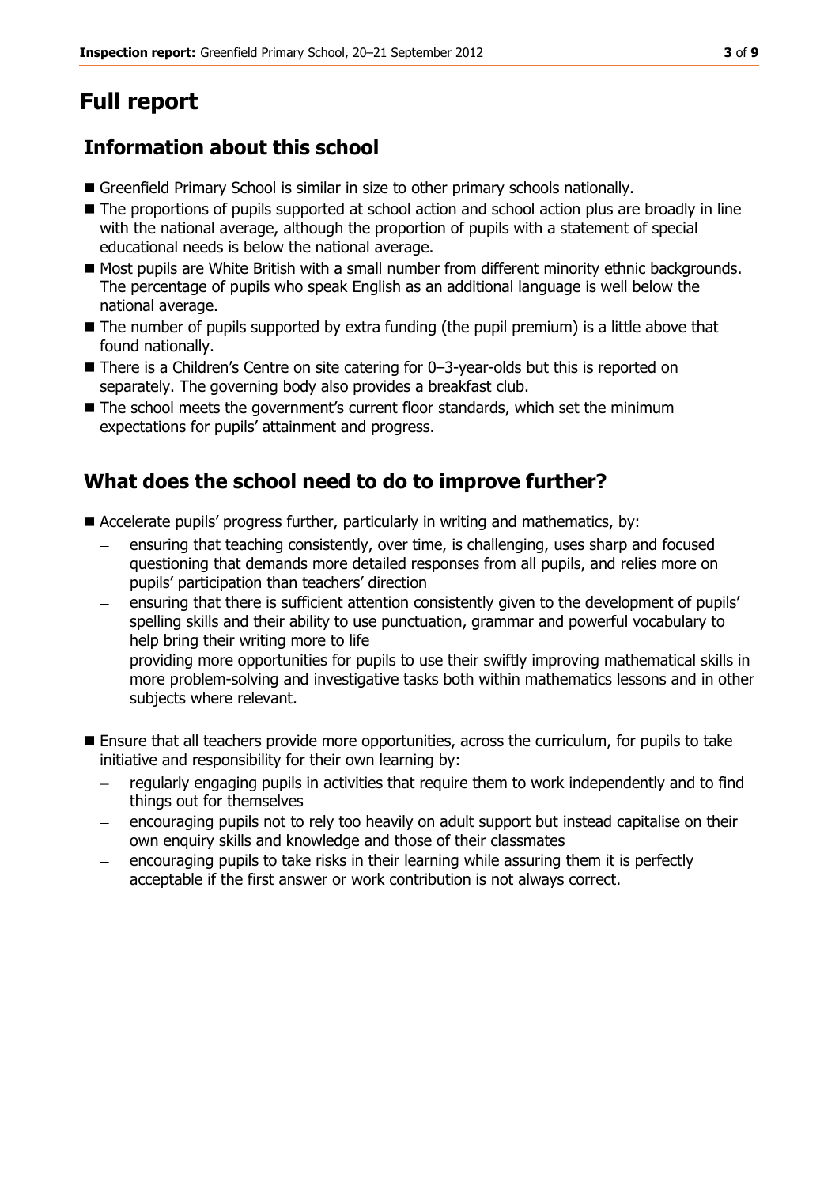# Full report

## Information about this school

- Greenfield Primary School is similar in size to other primary schools nationally.
- The proportions of pupils supported at school action and school action plus are broadly in line with the national average, although the proportion of pupils with a statement of special educational needs is below the national average.
- Most pupils are White British with a small number from different minority ethnic backgrounds. The percentage of pupils who speak English as an additional language is well below the national average.
- The number of pupils supported by extra funding (the pupil premium) is a little above that found nationally.
- There is a Children's Centre on site catering for 0–3-year-olds but this is reported on separately. The governing body also provides a breakfast club.
- The school meets the government's current floor standards, which set the minimum expectations for pupils' attainment and progress.

## What does the school need to do to improve further?

- Accelerate pupils' progress further, particularly in writing and mathematics, by:
  - ensuring that teaching consistently, over time, is challenging, uses sharp and focused questioning that demands more detailed responses from all pupils, and relies more on pupils' participation than teachers' direction
  - ensuring that there is sufficient attention consistently given to the development of pupils' spelling skills and their ability to use punctuation, grammar and powerful vocabulary to help bring their writing more to life
  - providing more opportunities for pupils to use their swiftly improving mathematical skills in more problem-solving and investigative tasks both within mathematics lessons and in other subjects where relevant.

- Ensure that all teachers provide more opportunities, across the curriculum, for pupils to take initiative and responsibility for their own learning by:
  - regularly engaging pupils in activities that require them to work independently and to find things out for themselves
  - encouraging pupils not to rely too heavily on adult support but instead capitalise on their own enquiry skills and knowledge and those of their classmates
  - encouraging pupils to take risks in their learning while assuring them it is perfectly acceptable if the first answer or work contribution is not always correct.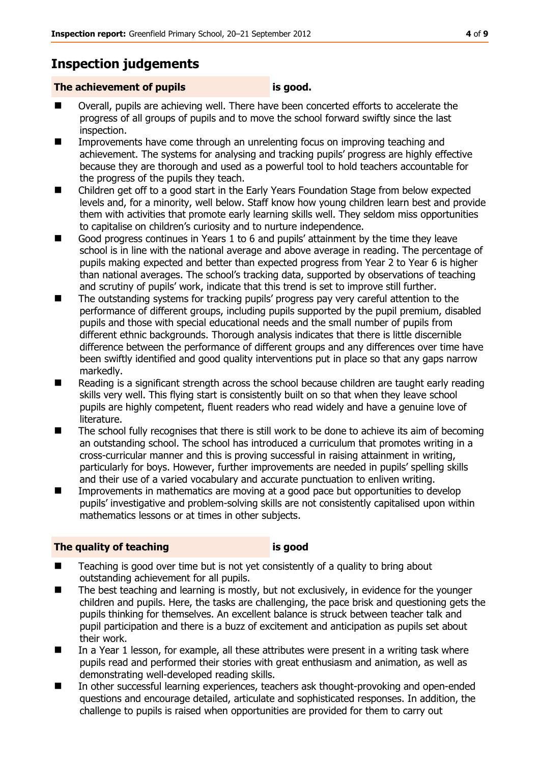## Inspection judgements

**The achievement of pupils** **is good.**

- Overall, pupils are achieving well. There have been concerted efforts to accelerate the progress of all groups of pupils and to move the school forward swiftly since the last inspection.
- Improvements have come through an unrelenting focus on improving teaching and achievement. The systems for analysing and tracking pupils' progress are highly effective because they are thorough and used as a powerful tool to hold teachers accountable for the progress of the pupils they teach.
- Children get off to a good start in the Early Years Foundation Stage from below expected levels and, for a minority, well below. Staff know how young children learn best and provide them with activities that promote early learning skills well. They seldom miss opportunities to capitalise on children's curiosity and to nurture independence.
- Good progress continues in Years 1 to 6 and pupils' attainment by the time they leave school is in line with the national average and above average in reading. The percentage of pupils making expected and better than expected progress from Year 2 to Year 6 is higher than national averages. The school's tracking data, supported by observations of teaching and scrutiny of pupils' work, indicate that this trend is set to improve still further.
- The outstanding systems for tracking pupils' progress pay very careful attention to the performance of different groups, including pupils supported by the pupil premium, disabled pupils and those with special educational needs and the small number of pupils from different ethnic backgrounds. Thorough analysis indicates that there is little discernible difference between the performance of different groups and any differences over time have been swiftly identified and good quality interventions put in place so that any gaps narrow markedly.
- Reading is a significant strength across the school because children are taught early reading skills very well. This flying start is consistently built on so that when they leave school pupils are highly competent, fluent readers who read widely and have a genuine love of literature.
- The school fully recognises that there is still work to be done to achieve its aim of becoming an outstanding school. The school has introduced a curriculum that promotes writing in a cross-curricular manner and this is proving successful in raising attainment in writing, particularly for boys. However, further improvements are needed in pupils' spelling skills and their use of a varied vocabulary and accurate punctuation to enliven writing.
- Improvements in mathematics are moving at a good pace but opportunities to develop pupils' investigative and problem-solving skills are not consistently capitalised upon within mathematics lessons or at times in other subjects.

**The quality of teaching** **is good**

- Teaching is good over time but is not yet consistently of a quality to bring about outstanding achievement for all pupils.
- The best teaching and learning is mostly, but not exclusively, in evidence for the younger children and pupils. Here, the tasks are challenging, the pace brisk and questioning gets the pupils thinking for themselves. An excellent balance is struck between teacher talk and pupil participation and there is a buzz of excitement and anticipation as pupils set about their work.
- In a Year 1 lesson, for example, all these attributes were present in a writing task where pupils read and performed their stories with great enthusiasm and animation, as well as demonstrating well-developed reading skills.
- In other successful learning experiences, teachers ask thought-provoking and open-ended questions and encourage detailed, articulate and sophisticated responses. In addition, the challenge to pupils is raised when opportunities are provided for them to carry out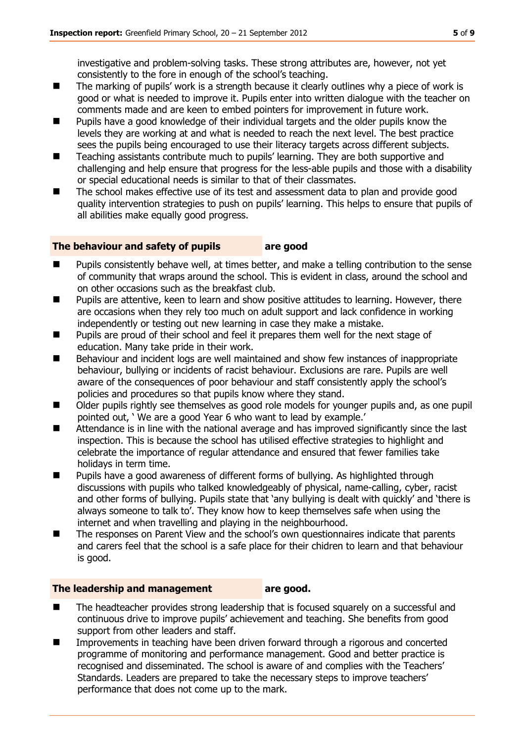investigative and problem-solving tasks. These strong attributes are, however, not yet consistently to the fore in enough of the school's teaching.

- The marking of pupils' work is a strength because it clearly outlines why a piece of work is good or what is needed to improve it. Pupils enter into written dialogue with the teacher on comments made and are keen to embed pointers for improvement in future work.
- Pupils have a good knowledge of their individual targets and the older pupils know the levels they are working at and what is needed to reach the next level. The best practice sees the pupils being encouraged to use their literacy targets across different subjects.
- Teaching assistants contribute much to pupils' learning. They are both supportive and challenging and help ensure that progress for the less-able pupils and those with a disability or special educational needs is similar to that of their classmates.
- The school makes effective use of its test and assessment data to plan and provide good quality intervention strategies to push on pupils' learning. This helps to ensure that pupils of all abilities make equally good progress.

## The behaviour and safety of pupils are good

- Pupils consistently behave well, at times better, and make a telling contribution to the sense of community that wraps around the school. This is evident in class, around the school and on other occasions such as the breakfast club.
- Pupils are attentive, keen to learn and show positive attitudes to learning. However, there are occasions when they rely too much on adult support and lack confidence in working independently or testing out new learning in case they make a mistake.
- Pupils are proud of their school and feel it prepares them well for the next stage of education. Many take pride in their work.
- Behaviour and incident logs are well maintained and show few instances of inappropriate behaviour, bullying or incidents of racist behaviour. Exclusions are rare. Pupils are well aware of the consequences of poor behaviour and staff consistently apply the school's policies and procedures so that pupils know where they stand.
- Older pupils rightly see themselves as good role models for younger pupils and, as one pupil pointed out, ' We are a good Year 6 who want to lead by example.'
- Attendance is in line with the national average and has improved significantly since the last inspection. This is because the school has utilised effective strategies to highlight and celebrate the importance of regular attendance and ensured that fewer families take holidays in term time.
- Pupils have a good awareness of different forms of bullying. As highlighted through discussions with pupils who talked knowledgeably of physical, name-calling, cyber, racist and other forms of bullying. Pupils state that 'any bullying is dealt with quickly' and 'there is always someone to talk to'. They know how to keep themselves safe when using the internet and when travelling and playing in the neighbourhood.
- The responses on Parent View and the school's own questionnaires indicate that parents and carers feel that the school is a safe place for their chidren to learn and that behaviour is good.

## The leadership and management are good.

- The headteacher provides strong leadership that is focused squarely on a successful and continuous drive to improve pupils' achievement and teaching. She benefits from good support from other leaders and staff.
- Improvements in teaching have been driven forward through a rigorous and concerted programme of monitoring and performance management. Good and better practice is recognised and disseminated. The school is aware of and complies with the Teachers' Standards. Leaders are prepared to take the necessary steps to improve teachers' performance that does not come up to the mark.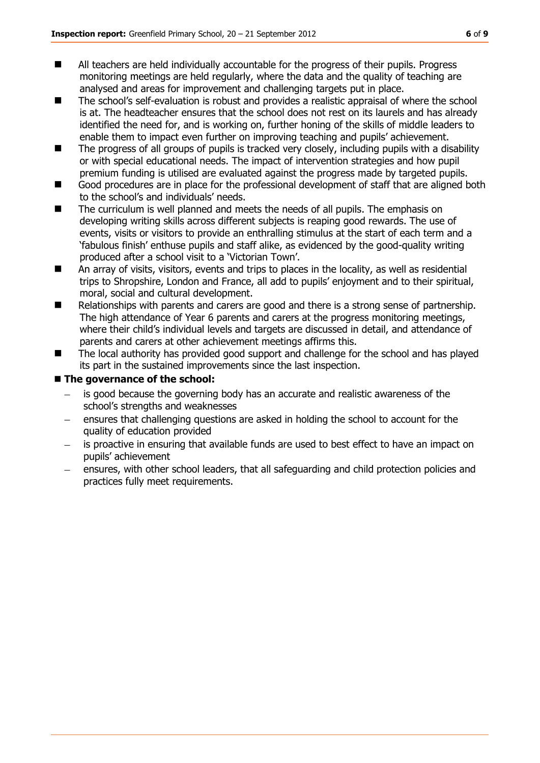- All teachers are held individually accountable for the progress of their pupils. Progress monitoring meetings are held regularly, where the data and the quality of teaching are analysed and areas for improvement and challenging targets put in place.
- The school's self-evaluation is robust and provides a realistic appraisal of where the school is at. The headteacher ensures that the school does not rest on its laurels and has already identified the need for, and is working on, further honing of the skills of middle leaders to enable them to impact even further on improving teaching and pupils' achievement.
- The progress of all groups of pupils is tracked very closely, including pupils with a disability or with special educational needs. The impact of intervention strategies and how pupil premium funding is utilised are evaluated against the progress made by targeted pupils.
- Good procedures are in place for the professional development of staff that are aligned both to the school's and individuals' needs.
- The curriculum is well planned and meets the needs of all pupils. The emphasis on developing writing skills across different subjects is reaping good rewards. The use of events, visits or visitors to provide an enthralling stimulus at the start of each term and a 'fabulous finish' enthuse pupils and staff alike, as evidenced by the good-quality writing produced after a school visit to a 'Victorian Town'.
- An array of visits, visitors, events and trips to places in the locality, as well as residential trips to Shropshire, London and France, all add to pupils' enjoyment and to their spiritual, moral, social and cultural development.
- Relationships with parents and carers are good and there is a strong sense of partnership. The high attendance of Year 6 parents and carers at the progress monitoring meetings, where their child's individual levels and targets are discussed in detail, and attendance of parents and carers at other achievement meetings affirms this.
- The local authority has provided good support and challenge for the school and has played its part in the sustained improvements since the last inspection.

- **The governance of the school:**
  - is good because the governing body has an accurate and realistic awareness of the school's strengths and weaknesses
  - ensures that challenging questions are asked in holding the school to account for the quality of education provided
  - is proactive in ensuring that available funds are used to best effect to have an impact on pupils' achievement
  - ensures, with other school leaders, that all safeguarding and child protection policies and practices fully meet requirements.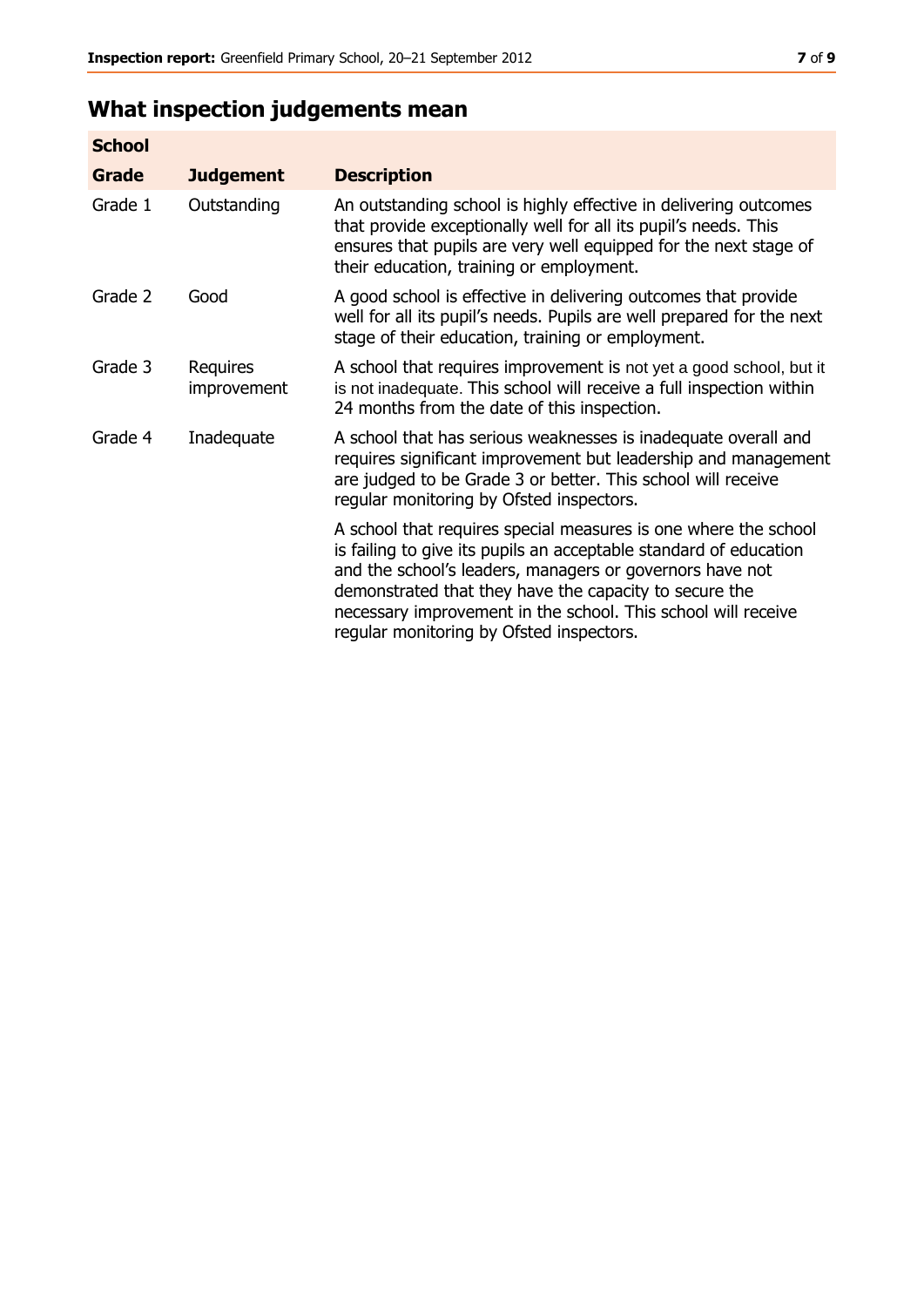# What inspection judgements mean

| School | | |
|---|---|---|
| **Grade** | **Judgement** | **Description** |
| Grade 1 | Outstanding | An outstanding school is highly effective in delivering outcomes that provide exceptionally well for all its pupil's needs. This ensures that pupils are very well equipped for the next stage of their education, training or employment. |
| Grade 2 | Good | A good school is effective in delivering outcomes that provide well for all its pupil's needs. Pupils are well prepared for the next stage of their education, training or employment. |
| Grade 3 | Requires improvement | A school that requires improvement is not yet a good school, but it is not inadequate. This school will receive a full inspection within 24 months from the date of this inspection. |
| Grade 4 | Inadequate | A school that has serious weaknesses is inadequate overall and requires significant improvement but leadership and management are judged to be Grade 3 or better. This school will receive regular monitoring by Ofsted inspectors. |
| | | A school that requires special measures is one where the school is failing to give its pupils an acceptable standard of education and the school's leaders, managers or governors have not demonstrated that they have the capacity to secure the necessary improvement in the school. This school will receive regular monitoring by Ofsted inspectors. |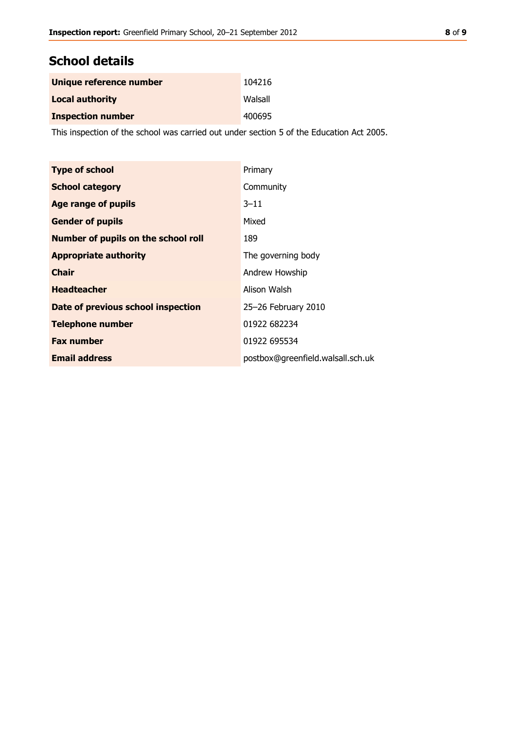## School details

| | |
|---|---|
| **Unique reference number** | 104216 |
| **Local authority** | Walsall |
| **Inspection number** | 400695 |

This inspection of the school was carried out under section 5 of the Education Act 2005.

| | |
|---|---|
| **Type of school** | Primary |
| **School category** | Community |
| **Age range of pupils** | 3–11 |
| **Gender of pupils** | Mixed |
| **Number of pupils on the school roll** | 189 |
| **Appropriate authority** | The governing body |
| **Chair** | Andrew Howship |
| **Headteacher** | Alison Walsh |
| **Date of previous school inspection** | 25–26 February 2010 |
| **Telephone number** | 01922 682234 |
| **Fax number** | 01922 695534 |
| **Email address** | postbox@greenfield.walsall.sch.uk |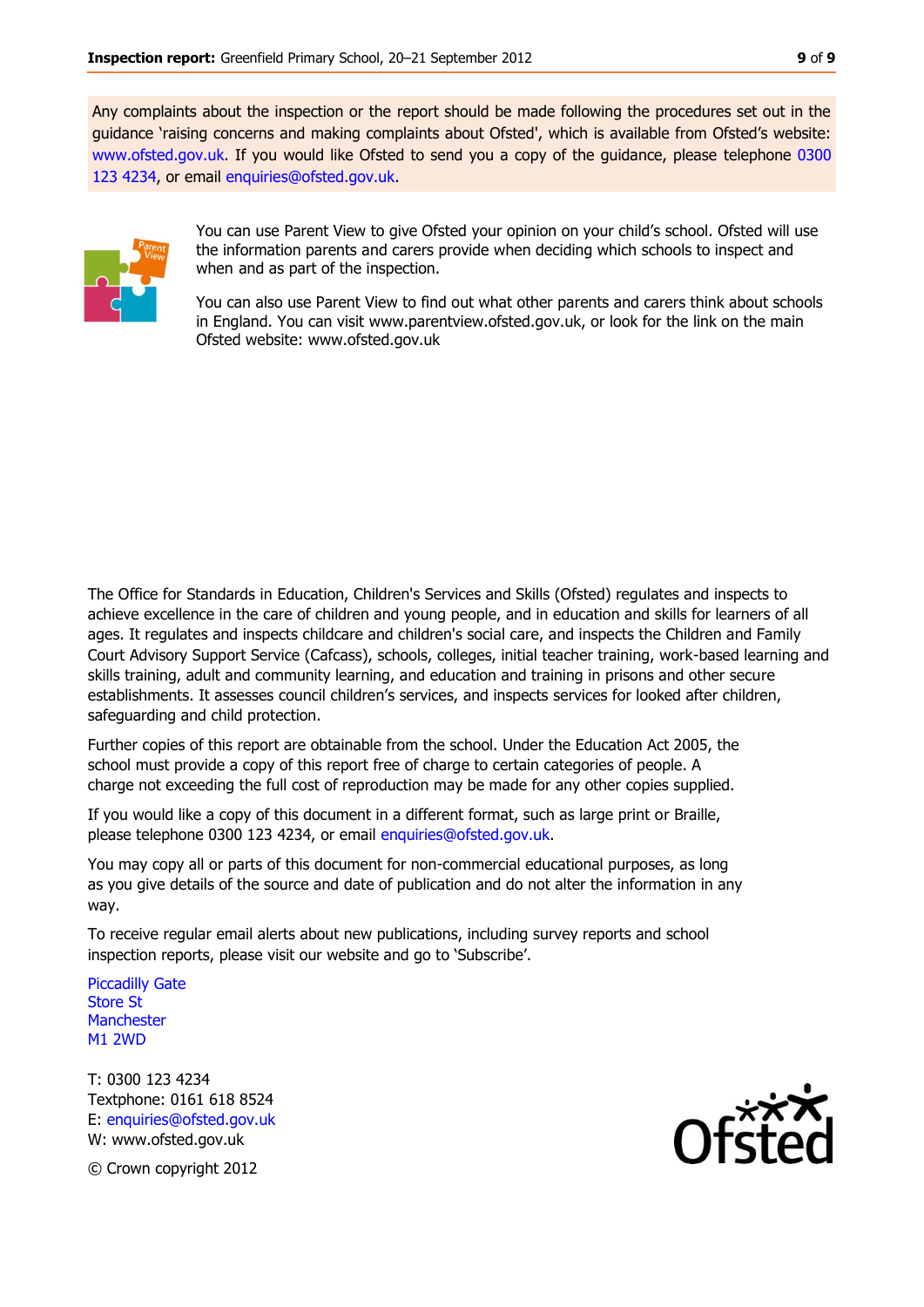Any complaints about the inspection or the report should be made following the procedures set out in the guidance 'raising concerns and making complaints about Ofsted', which is available from Ofsted's website: www.ofsted.gov.uk. If you would like Ofsted to send you a copy of the guidance, please telephone 0300 123 4234, or email enquiries@ofsted.gov.uk.

You can use Parent View to give Ofsted your opinion on your child's school. Ofsted will use the information parents and carers provide when deciding which schools to inspect and when and as part of the inspection.

You can also use Parent View to find out what other parents and carers think about schools in England. You can visit www.parentview.ofsted.gov.uk, or look for the link on the main Ofsted website: www.ofsted.gov.uk

The Office for Standards in Education, Children's Services and Skills (Ofsted) regulates and inspects to achieve excellence in the care of children and young people, and in education and skills for learners of all ages. It regulates and inspects childcare and children's social care, and inspects the Children and Family Court Advisory Support Service (Cafcass), schools, colleges, initial teacher training, work-based learning and skills training, adult and community learning, and education and training in prisons and other secure establishments. It assesses council children's services, and inspects services for looked after children, safeguarding and child protection.

Further copies of this report are obtainable from the school. Under the Education Act 2005, the school must provide a copy of this report free of charge to certain categories of people. A charge not exceeding the full cost of reproduction may be made for any other copies supplied.

If you would like a copy of this document in a different format, such as large print or Braille, please telephone 0300 123 4234, or email enquiries@ofsted.gov.uk.

You may copy all or parts of this document for non-commercial educational purposes, as long as you give details of the source and date of publication and do not alter the information in any way.

To receive regular email alerts about new publications, including survey reports and school inspection reports, please visit our website and go to 'Subscribe'.

Piccadilly Gate
Store St
Manchester
M1 2WD

T: 0300 123 4234
Textphone: 0161 618 8524
E: enquiries@ofsted.gov.uk
W: www.ofsted.gov.uk

© Crown copyright 2012